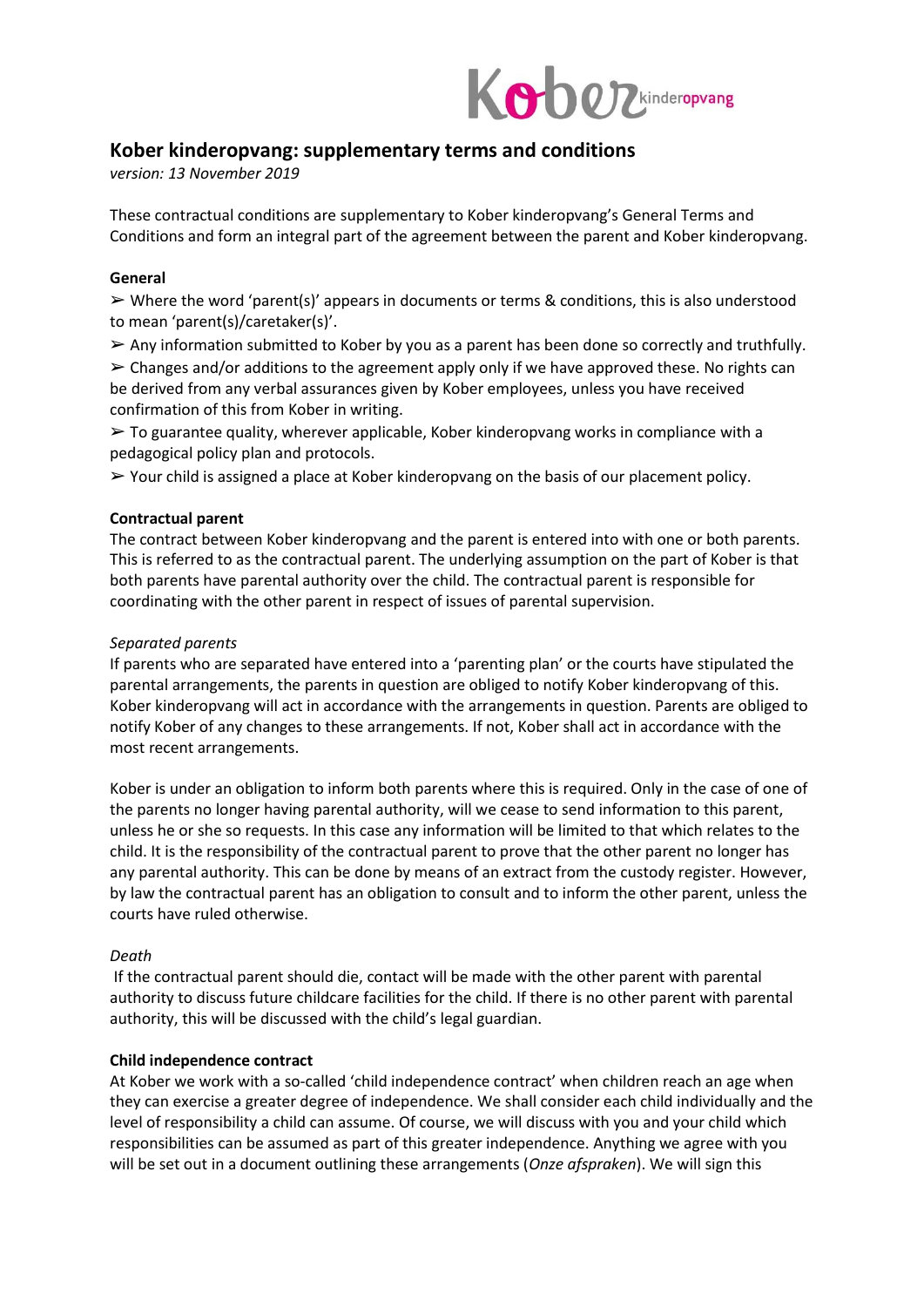# Kober kinderopvang: supplementary terms and conditions

*version: 13 November 2019*

These contractual conditions are supplementary to Kober kinderopvang's General Terms and Conditions and form an integral part of the agreement between the parent and Kober kinderopvang.

**General**

➢ Where the word 'parent(s)' appears in documents or terms & conditions, this is also understood to mean 'parent(s)/caretaker(s)'.

➢ Any information submitted to Kober by you as a parent has been done so correctly and truthfully.

➢ Changes and/or additions to the agreement apply only if we have approved these. No rights can be derived from any verbal assurances given by Kober employees, unless you have received confirmation of this from Kober in writing.

➢ To guarantee quality, wherever applicable, Kober kinderopvang works in compliance with a pedagogical policy plan and protocols.

➢ Your child is assigned a place at Kober kinderopvang on the basis of our placement policy.

**Contractual parent**

The contract between Kober kinderopvang and the parent is entered into with one or both parents. This is referred to as the contractual parent. The underlying assumption on the part of Kober is that both parents have parental authority over the child. The contractual parent is responsible for coordinating with the other parent in respect of issues of parental supervision.

*Separated parents*

If parents who are separated have entered into a 'parenting plan' or the courts have stipulated the parental arrangements, the parents in question are obliged to notify Kober kinderopvang of this. Kober kinderopvang will act in accordance with the arrangements in question. Parents are obliged to notify Kober of any changes to these arrangements. If not, Kober shall act in accordance with the most recent arrangements.

Kober is under an obligation to inform both parents where this is required. Only in the case of one of the parents no longer having parental authority, will we cease to send information to this parent, unless he or she so requests. In this case any information will be limited to that which relates to the child. It is the responsibility of the contractual parent to prove that the other parent no longer has any parental authority. This can be done by means of an extract from the custody register. However, by law the contractual parent has an obligation to consult and to inform the other parent, unless the courts have ruled otherwise.

*Death*

If the contractual parent should die, contact will be made with the other parent with parental authority to discuss future childcare facilities for the child. If there is no other parent with parental authority, this will be discussed with the child's legal guardian.

**Child independence contract**

At Kober we work with a so-called 'child independence contract' when children reach an age when they can exercise a greater degree of independence. We shall consider each child individually and the level of responsibility a child can assume. Of course, we will discuss with you and your child which responsibilities can be assumed as part of this greater independence. Anything we agree with you will be set out in a document outlining these arrangements (*Onze afspraken*). We will sign this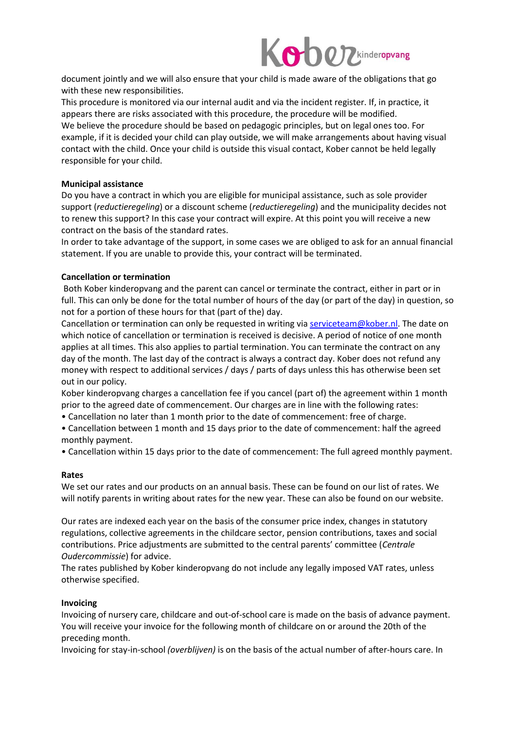document jointly and we will also ensure that your child is made aware of the obligations that go with these new responsibilities.
This procedure is monitored via our internal audit and via the incident register. If, in practice, it appears there are risks associated with this procedure, the procedure will be modified.
We believe the procedure should be based on pedagogic principles, but on legal ones too. For example, if it is decided your child can play outside, we will make arrangements about having visual contact with the child. Once your child is outside this visual contact, Kober cannot be held legally responsible for your child.

**Municipal assistance**

Do you have a contract in which you are eligible for municipal assistance, such as sole provider support (*reductieregeling*) or a discount scheme (*reductieregeling*) and the municipality decides not to renew this support? In this case your contract will expire. At this point you will receive a new contract on the basis of the standard rates.
In order to take advantage of the support, in some cases we are obliged to ask for an annual financial statement. If you are unable to provide this, your contract will be terminated.

**Cancellation or termination**

Both Kober kinderopvang and the parent can cancel or terminate the contract, either in part or in full. This can only be done for the total number of hours of the day (or part of the day) in question, so not for a portion of these hours for that (part of the) day.
Cancellation or termination can only be requested in writing via serviceteam@kober.nl. The date on which notice of cancellation or termination is received is decisive. A period of notice of one month applies at all times. This also applies to partial termination. You can terminate the contract on any day of the month. The last day of the contract is always a contract day. Kober does not refund any money with respect to additional services / days / parts of days unless this has otherwise been set out in our policy.
Kober kinderopvang charges a cancellation fee if you cancel (part of) the agreement within 1 month prior to the agreed date of commencement. Our charges are in line with the following rates:

- Cancellation no later than 1 month prior to the date of commencement: free of charge.
- Cancellation between 1 month and 15 days prior to the date of commencement: half the agreed monthly payment.
- Cancellation within 15 days prior to the date of commencement: The full agreed monthly payment.

**Rates**

We set our rates and our products on an annual basis. These can be found on our list of rates. We will notify parents in writing about rates for the new year. These can also be found on our website.

Our rates are indexed each year on the basis of the consumer price index, changes in statutory regulations, collective agreements in the childcare sector, pension contributions, taxes and social contributions. Price adjustments are submitted to the central parents' committee (*Centrale Oudercommissie*) for advice.
The rates published by Kober kinderopvang do not include any legally imposed VAT rates, unless otherwise specified.

**Invoicing**

Invoicing of nursery care, childcare and out-of-school care is made on the basis of advance payment. You will receive your invoice for the following month of childcare on or around the 20th of the preceding month.
Invoicing for stay-in-school *(overblijven)* is on the basis of the actual number of after-hours care. In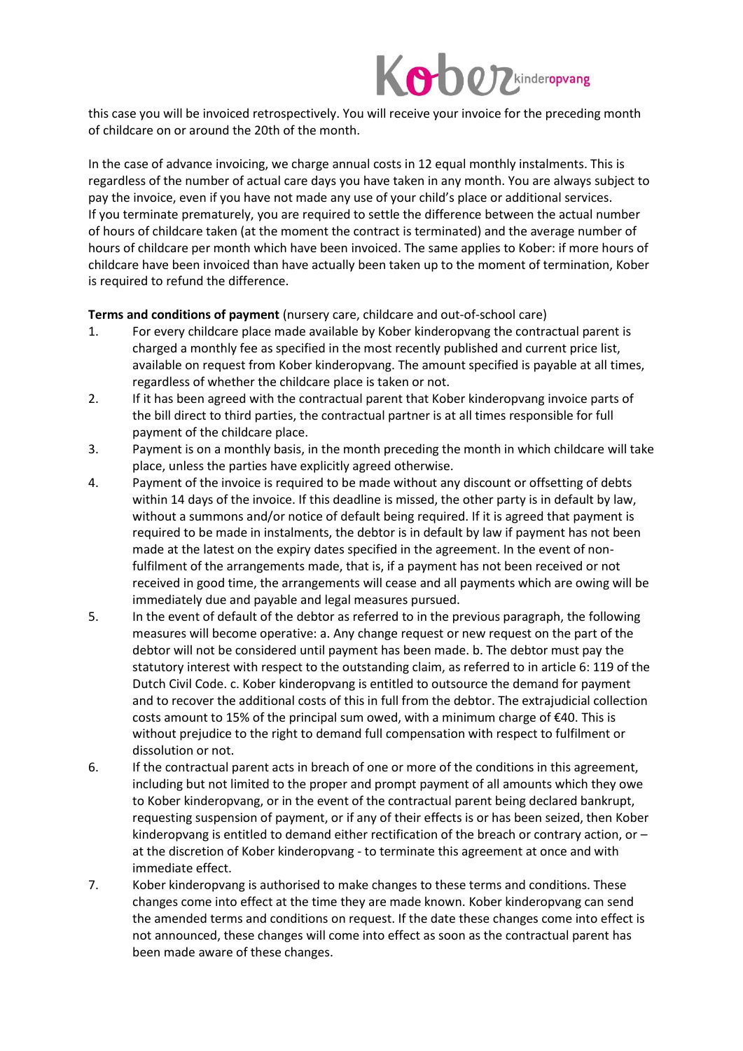this case you will be invoiced retrospectively. You will receive your invoice for the preceding month of childcare on or around the 20th of the month.

In the case of advance invoicing, we charge annual costs in 12 equal monthly instalments. This is regardless of the number of actual care days you have taken in any month. You are always subject to pay the invoice, even if you have not made any use of your child's place or additional services. If you terminate prematurely, you are required to settle the difference between the actual number of hours of childcare taken (at the moment the contract is terminated) and the average number of hours of childcare per month which have been invoiced. The same applies to Kober: if more hours of childcare have been invoiced than have actually been taken up to the moment of termination, Kober is required to refund the difference.

**Terms and conditions of payment** (nursery care, childcare and out-of-school care)

1. For every childcare place made available by Kober kinderopvang the contractual parent is charged a monthly fee as specified in the most recently published and current price list, available on request from Kober kinderopvang. The amount specified is payable at all times, regardless of whether the childcare place is taken or not.
2. If it has been agreed with the contractual parent that Kober kinderopvang invoice parts of the bill direct to third parties, the contractual partner is at all times responsible for full payment of the childcare place.
3. Payment is on a monthly basis, in the month preceding the month in which childcare will take place, unless the parties have explicitly agreed otherwise.
4. Payment of the invoice is required to be made without any discount or offsetting of debts within 14 days of the invoice. If this deadline is missed, the other party is in default by law, without a summons and/or notice of default being required. If it is agreed that payment is required to be made in instalments, the debtor is in default by law if payment has not been made at the latest on the expiry dates specified in the agreement. In the event of non-fulfilment of the arrangements made, that is, if a payment has not been received or not received in good time, the arrangements will cease and all payments which are owing will be immediately due and payable and legal measures pursued.
5. In the event of default of the debtor as referred to in the previous paragraph, the following measures will become operative: a. Any change request or new request on the part of the debtor will not be considered until payment has been made. b. The debtor must pay the statutory interest with respect to the outstanding claim, as referred to in article 6: 119 of the Dutch Civil Code. c. Kober kinderopvang is entitled to outsource the demand for payment and to recover the additional costs of this in full from the debtor. The extrajudicial collection costs amount to 15% of the principal sum owed, with a minimum charge of €40. This is without prejudice to the right to demand full compensation with respect to fulfilment or dissolution or not.
6. If the contractual parent acts in breach of one or more of the conditions in this agreement, including but not limited to the proper and prompt payment of all amounts which they owe to Kober kinderopvang, or in the event of the contractual parent being declared bankrupt, requesting suspension of payment, or if any of their effects is or has been seized, then Kober kinderopvang is entitled to demand either rectification of the breach or contrary action, or – at the discretion of Kober kinderopvang - to terminate this agreement at once and with immediate effect.
7. Kober kinderopvang is authorised to make changes to these terms and conditions. These changes come into effect at the time they are made known. Kober kinderopvang can send the amended terms and conditions on request. If the date these changes come into effect is not announced, these changes will come into effect as soon as the contractual parent has been made aware of these changes.